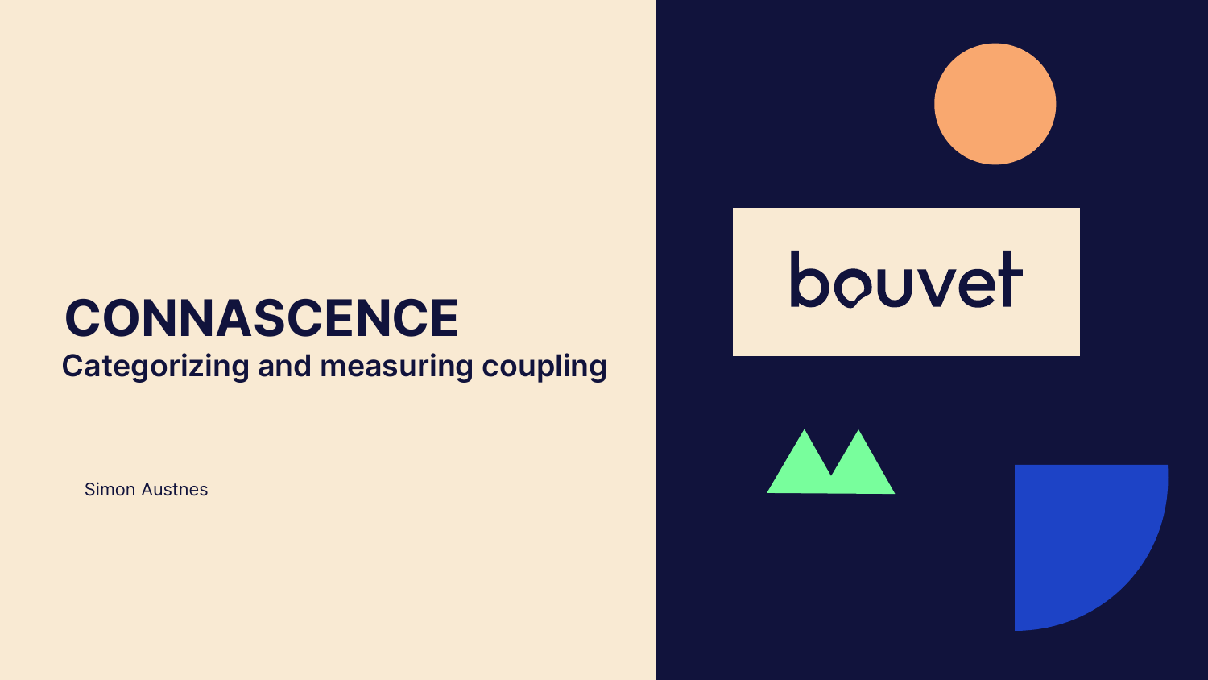# CONNASCENCE

## Categorizing and measuring coupling

Simon Austnes

bouvet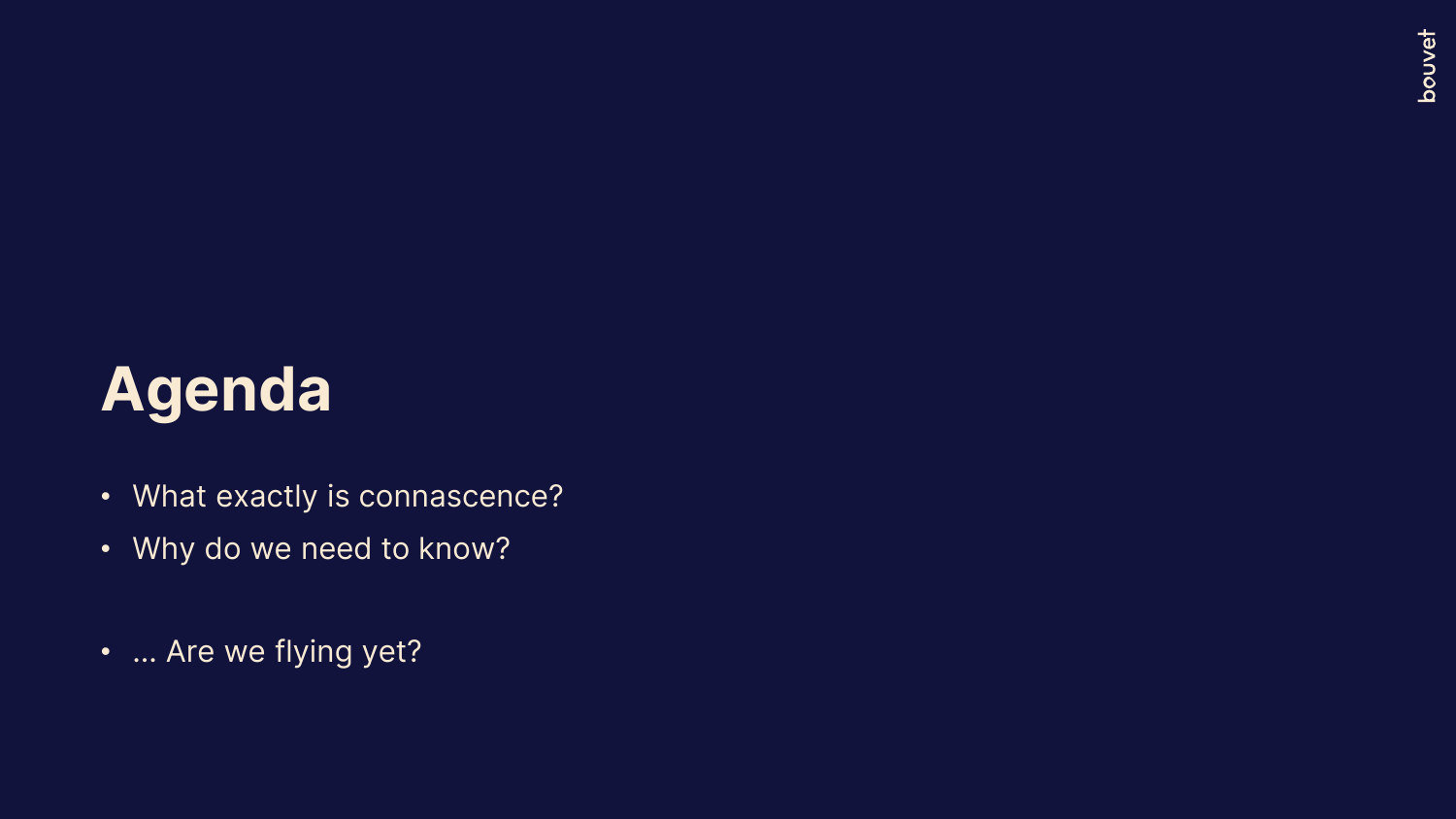# Agenda

- What exactly is connascence?
- Why do we need to know?

- … Are we flying yet?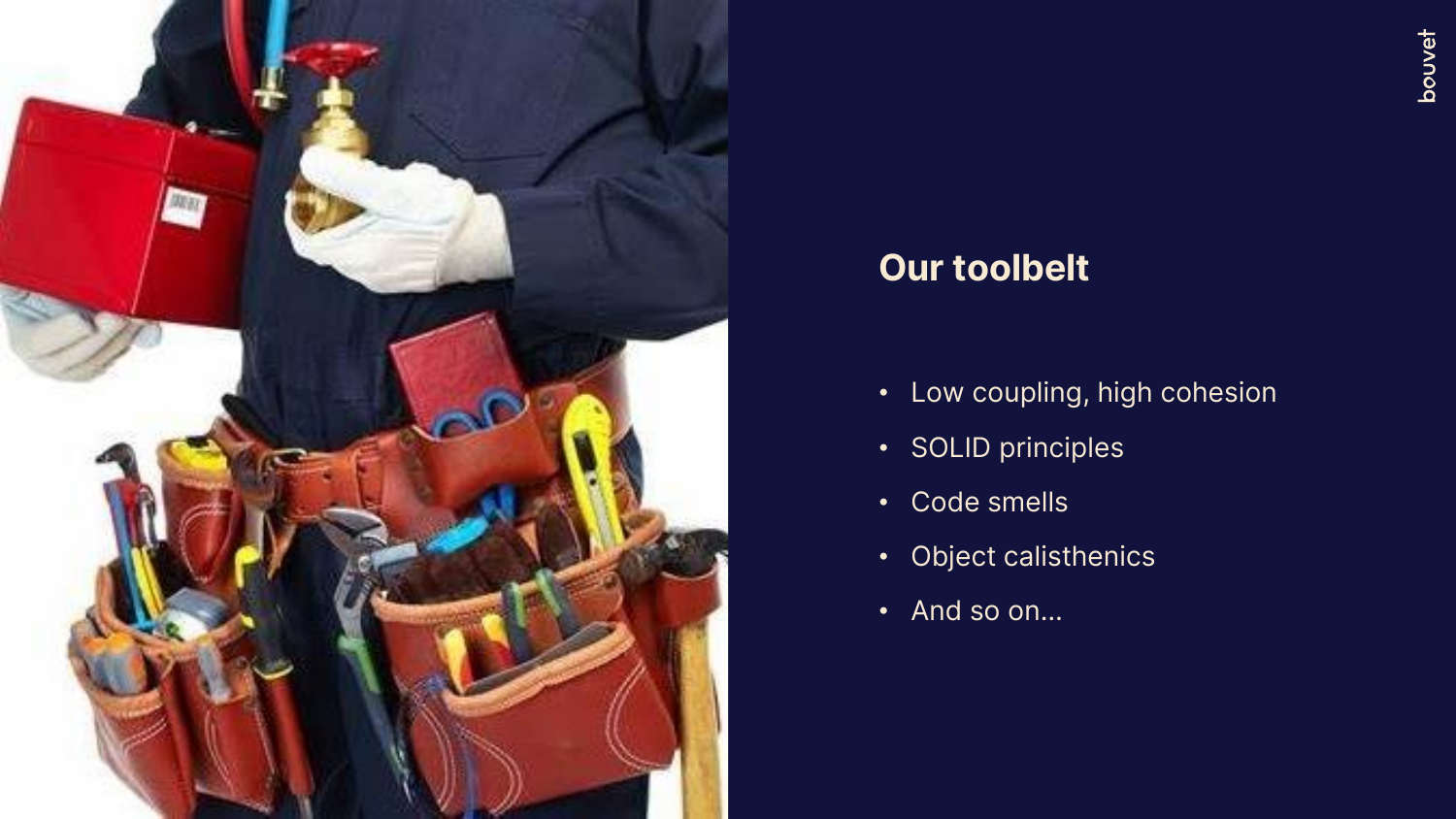# Our toolbelt

- Low coupling, high cohesion
- SOLID principles
- Code smells
- Object calisthenics
- And so on…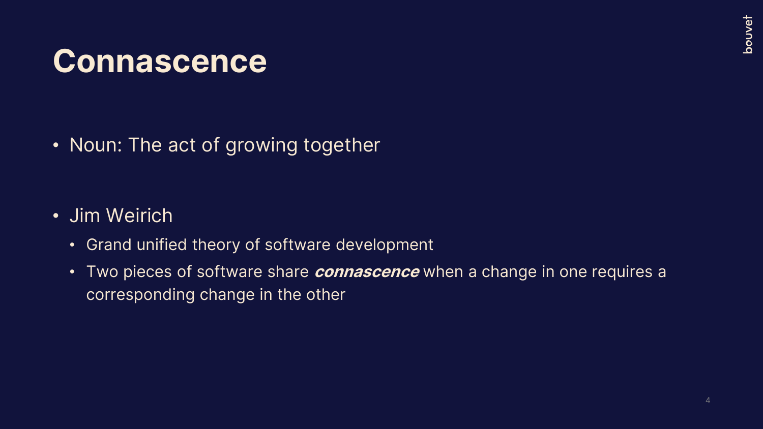# Connascence

- Noun: The act of growing together

- Jim Weirich
  - Grand unified theory of software development
  - Two pieces of software share ***connascence*** when a change in one requires a corresponding change in the other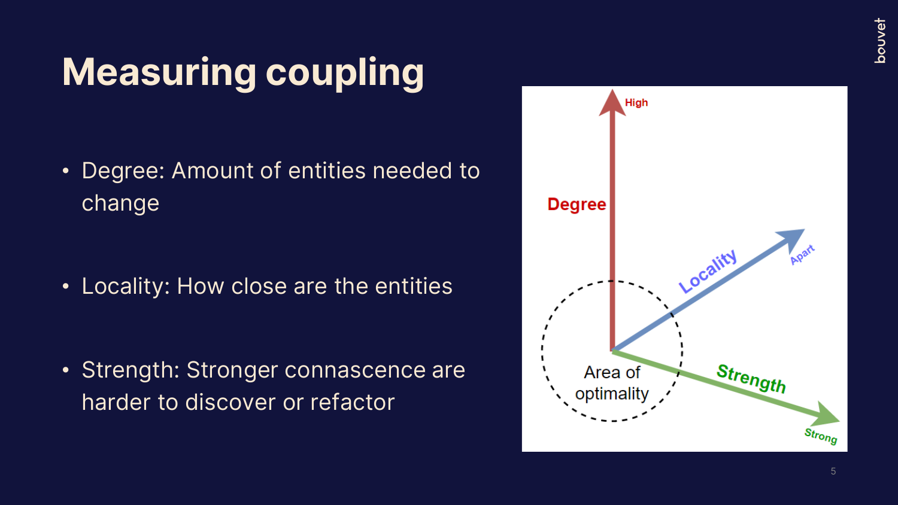# Measuring coupling

- Degree: Amount of entities needed to change
- Locality: How close are the entities
- Strength: Stronger connascence are harder to discover or refactor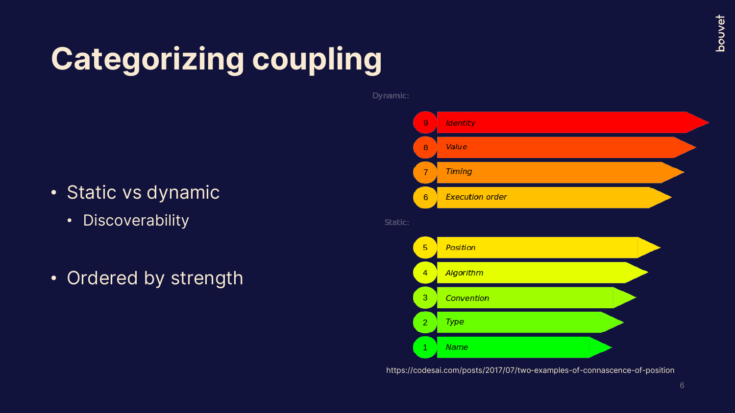# Categorizing coupling

- Static vs dynamic
  - Discoverability
- Ordered by strength

Dynamic:

- 9 *Identity*
- 8 *Value*
- 7 *Timing*
- 6 *Execution order*

Static:

- 5 *Position*
- 4 *Algorithm*
- 3 *Convention*
- 2 *Type*
- 1 *Name*

https://codesai.com/posts/2017/07/two-examples-of-connascence-of-position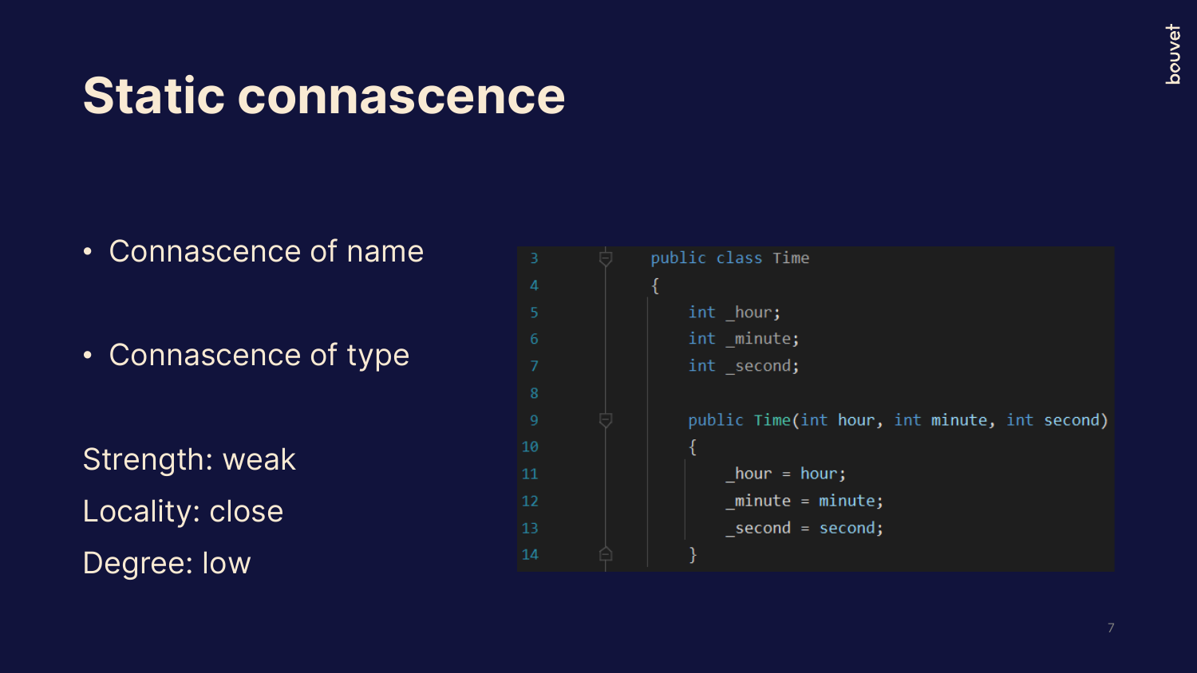# Static connascence

- Connascence of name
- Connascence of type

Strength: weak

Locality: close

Degree: low

```
3   public class Time
4   {
5       int _hour;
6       int _minute;
7       int _second;
8
9       public Time(int hour, int minute, int second)
10      {
11          _hour = hour;
12          _minute = minute;
13          _second = second;
14      }
```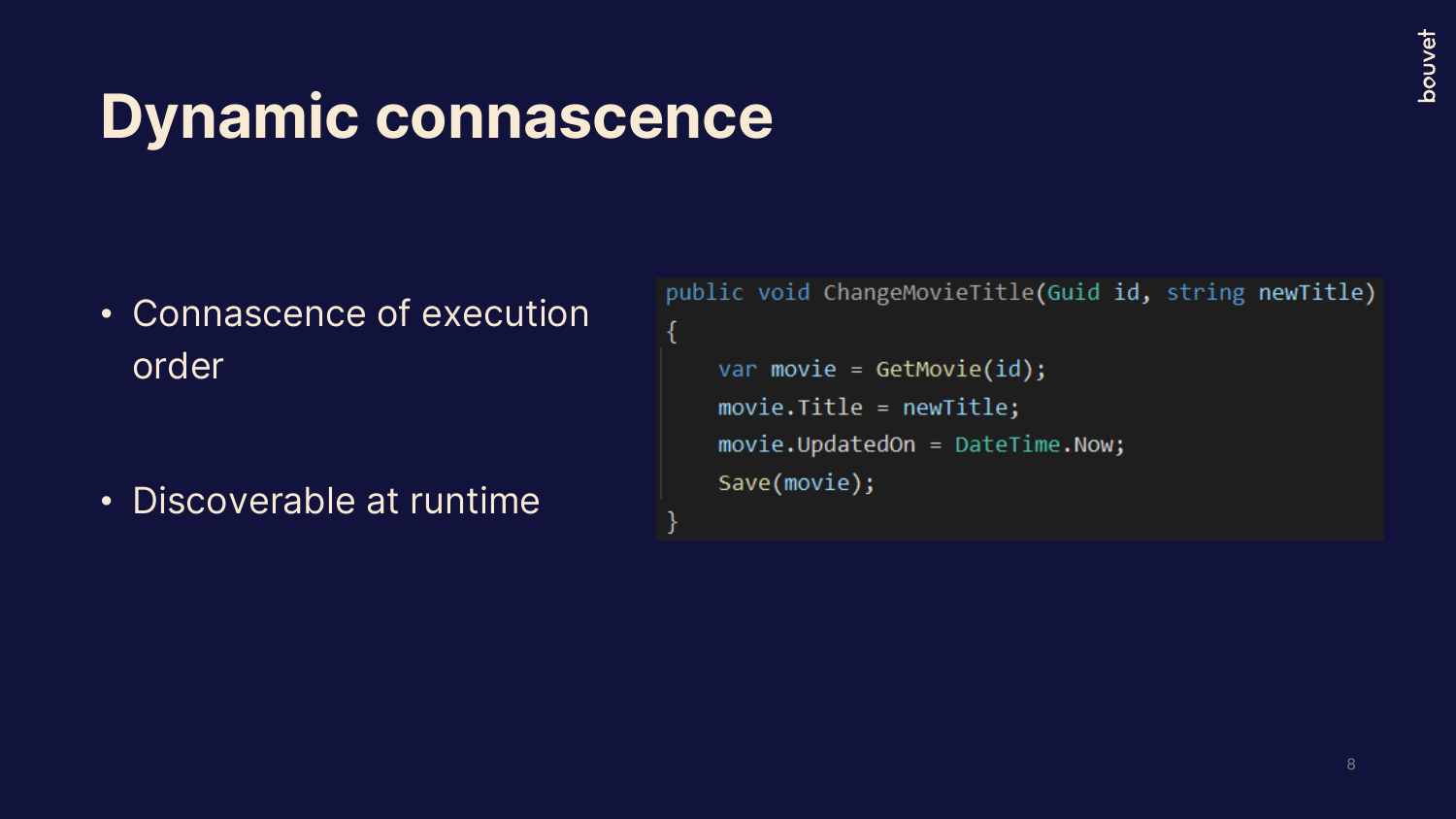# Dynamic connascence

- Connascence of execution order
- Discoverable at runtime

```
public void ChangeMovieTitle(Guid id, string newTitle)
{
    var movie = GetMovie(id);
    movie.Title = newTitle;
    movie.UpdatedOn = DateTime.Now;
    Save(movie);
}
```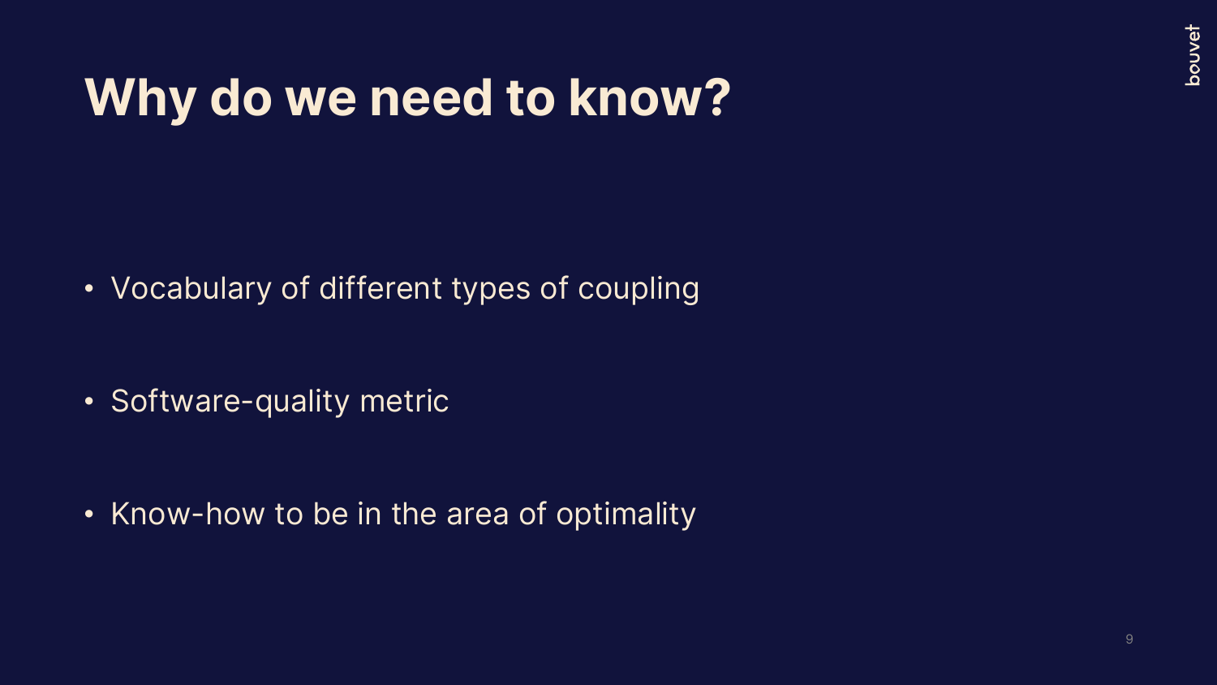# Why do we need to know?

- Vocabulary of different types of coupling
- Software-quality metric
- Know-how to be in the area of optimality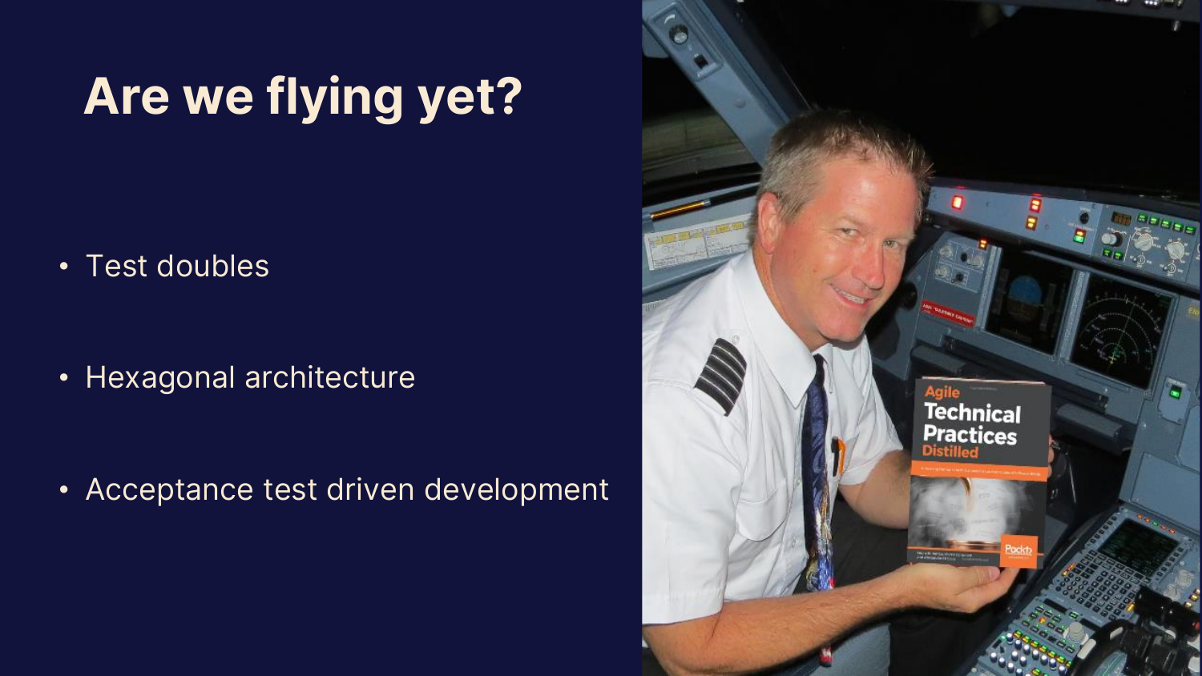# Are we flying yet?

- Test doubles
- Hexagonal architecture
- Acceptance test driven development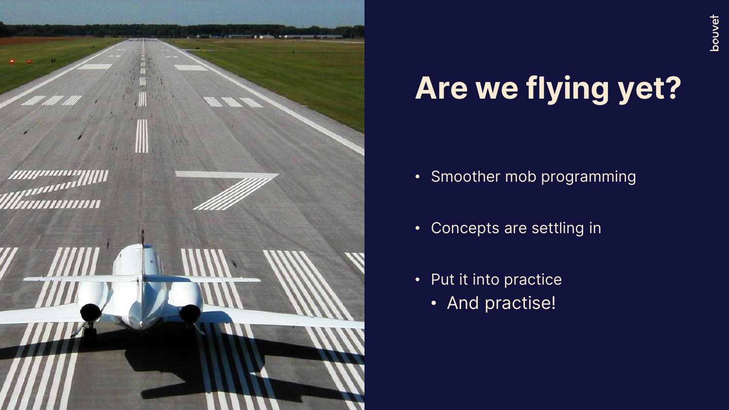# Are we flying yet?

- Smoother mob programming
- Concepts are settling in
- Put it into practice
  - And practise!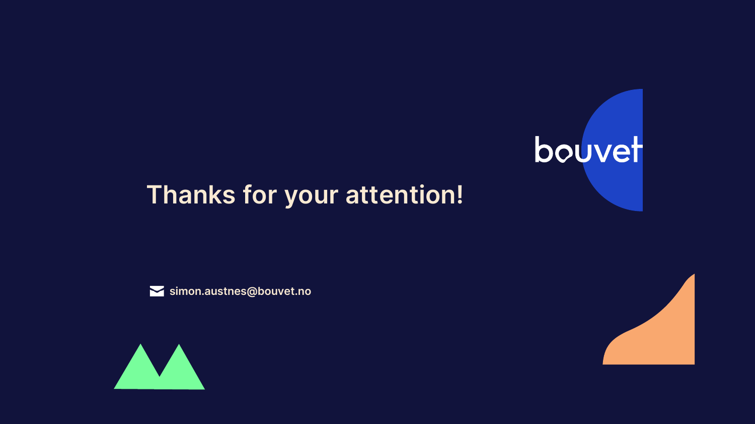bouvet

# Thanks for your attention!

simon.austnes@bouvet.no